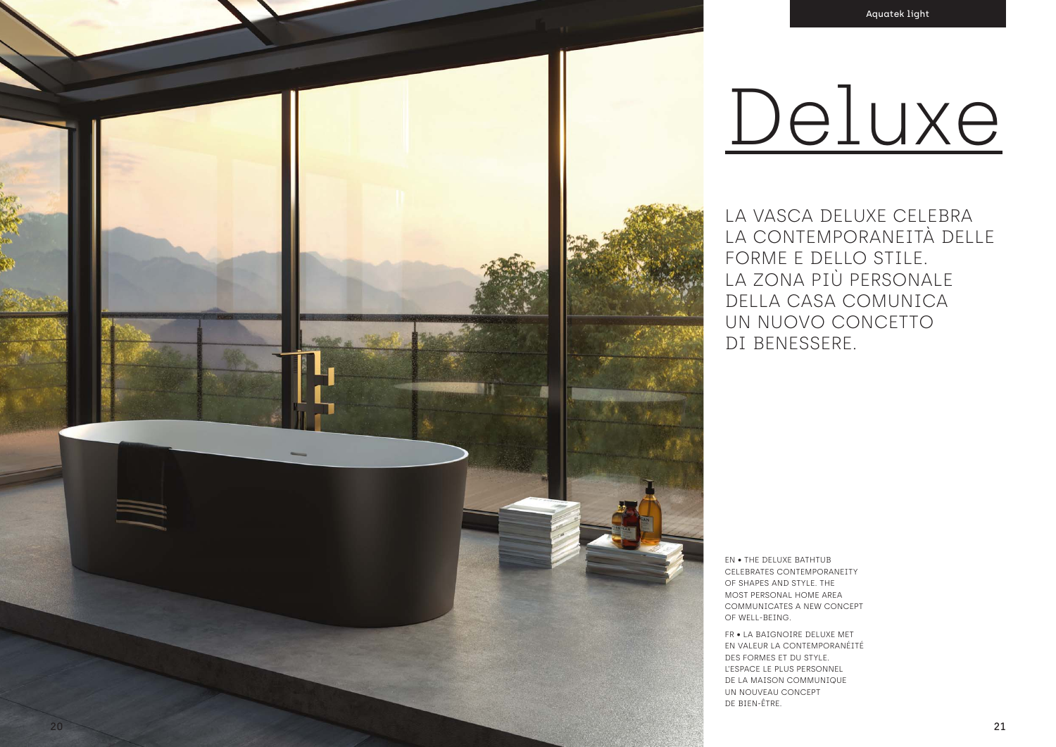# Deluxe

LA VASCA DELUXE CELEBRA LA CONTEMPORANEITÀ DELLE FORME E DELLO STILE. LA ZONA PIÙ PERSONALE DELLA CASA COMUNICA UN NUOVO CONCETTO DI BENESSERE.

EN • THE DELUXE BATHTUB CELEBRATES CONTEMPORANEITY OF SHAPES AND STYLE. THE MOST PERSONAL HOME AREA COMMUNICATES A NEW CONCEPT OF WELL-BEING.

FR • LA BAIGNOIRE DELUXE MET EN VALEUR LA CONTEMPORANÉITÉ DES FORMES ET DU STYLE. L'ESPACE LE PLUS PERSONNEL DE LA MAISON COMMUNIQUE UN NOUVEAU CONCEPT DE BIEN-ÊTRE.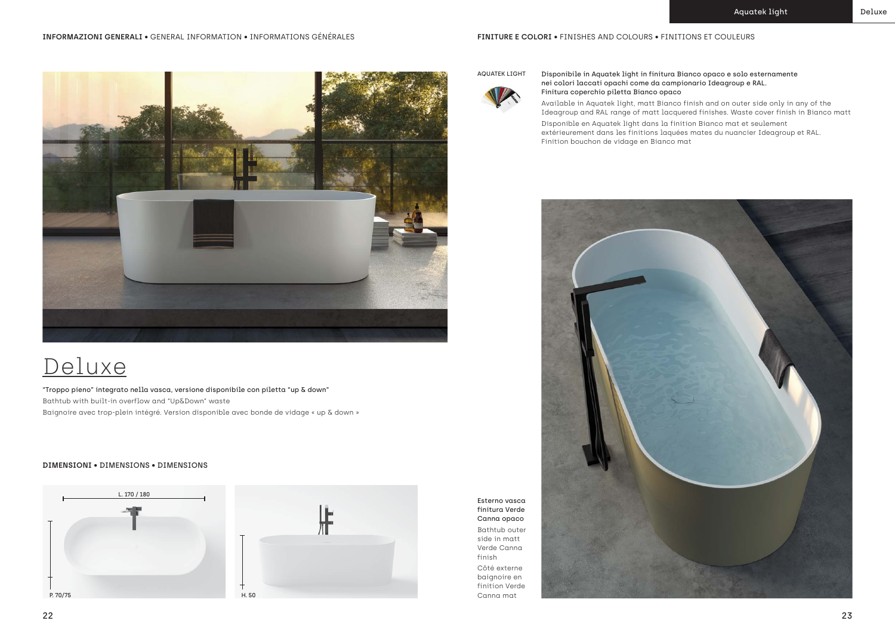**INFORMAZIONI GENERALI** • GENERAL INFORMATION • INFORMATIONS GÉNÉRALES

# Deluxe

"Troppo pieno" integrato nella vasca, versione disponibile con piletta "up & down"

Bathtub with built-in overflow and "Up&Down" waste

Baignoire avec trop-plein intégré. Version disponible avec bonde de vidage « up & down »

**DIMENSIONI** • DIMENSIONS • DIMENSIONS

L. 170 / 180

P. 70/75

H. 50

**FINITURE E COLORI** • FINISHES AND COLOURS • FINITIONS ET COULEURS

AQUATEK LIGHT

Disponibile in Aquatek light in finitura Bianco opaco e solo esternamente nei colori laccati opachi come da campionario Ideagroup e RAL. Finitura coperchio piletta Bianco opaco

Available in Aquatek light, matt Bianco finish and on outer side only in any of the Ideagroup and RAL range of matt lacquered finishes. Waste cover finish in Bianco matt

Disponible en Aquatek light dans la finition Bianco mat et seulement extérieurement dans les finitions laquées mates du nuancier Ideagroup et RAL. Finition bouchon de vidage en Bianco mat

Esterno vasca finitura Verde Canna opaco

Bathtub outer side in matt Verde Canna finish

Côté externe baignoire en finition Verde Canna mat